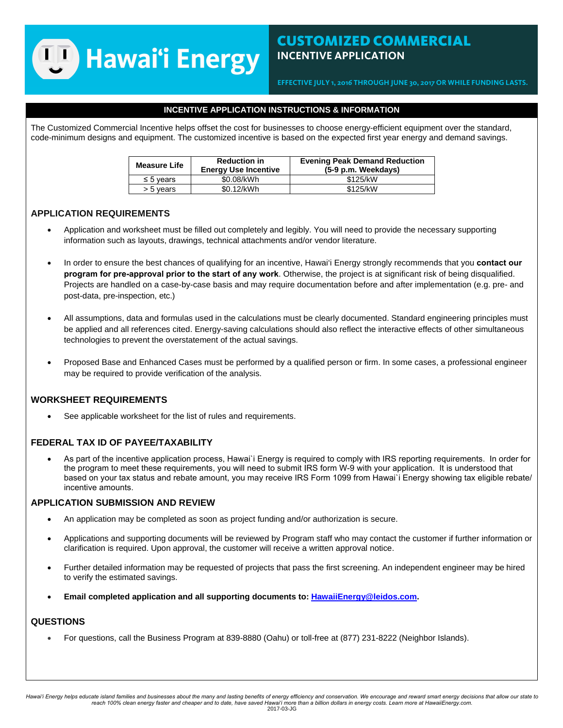# Hawai'i Energy

## CUSTOMIZED COMMERCIAL INCENTIVE APPLICATION

EFFECTIVE JULY 1, 2016 THROUGH JUNE 30, 2017 OR WHILE FUNDING LASTS.

### INCENTIVE APPLICATION INSTRUCTIONS & INFORMATION

The Customized Commercial Incentive helps offset the cost for businesses to choose energy-efficient equipment over the standard, code-minimum designs and equipment. The customized incentive is based on the expected first year energy and demand savings.

| Measure Life | Reduction in Energy Use Incentive | Evening Peak Demand Reduction (5-9 p.m. Weekdays) |
|---|---|---|
| ≤ 5 years | $0.08/kWh | $125/kW |
| > 5 years | $0.12/kWh | $125/kW |

### APPLICATION REQUIREMENTS

- Application and worksheet must be filled out completely and legibly. You will need to provide the necessary supporting information such as layouts, drawings, technical attachments and/or vendor literature.
- In order to ensure the best chances of qualifying for an incentive, Hawai'i Energy strongly recommends that you **contact our program for pre-approval prior to the start of any work**. Otherwise, the project is at significant risk of being disqualified. Projects are handled on a case-by-case basis and may require documentation before and after implementation (e.g. pre- and post-data, pre-inspection, etc.)
- All assumptions, data and formulas used in the calculations must be clearly documented. Standard engineering principles must be applied and all references cited. Energy-saving calculations should also reflect the interactive effects of other simultaneous technologies to prevent the overstatement of the actual savings.
- Proposed Base and Enhanced Cases must be performed by a qualified person or firm. In some cases, a professional engineer may be required to provide verification of the analysis.

### WORKSHEET REQUIREMENTS

- See applicable worksheet for the list of rules and requirements.

### FEDERAL TAX ID OF PAYEE/TAXABILITY

- As part of the incentive application process, Hawai`i Energy is required to comply with IRS reporting requirements. In order for the program to meet these requirements, you will need to submit IRS form W-9 with your application. It is understood that based on your tax status and rebate amount, you may receive IRS Form 1099 from Hawai`i Energy showing tax eligible rebate/ incentive amounts.

### APPLICATION SUBMISSION AND REVIEW

- An application may be completed as soon as project funding and/or authorization is secure.
- Applications and supporting documents will be reviewed by Program staff who may contact the customer if further information or clarification is required. Upon approval, the customer will receive a written approval notice.
- Further detailed information may be requested of projects that pass the first screening. An independent engineer may be hired to verify the estimated savings.
- **Email completed application and all supporting documents to: HawaiiEnergy@leidos.com.**

### QUESTIONS

- For questions, call the Business Program at 839-8880 (Oahu) or toll-free at (877) 231-8222 (Neighbor Islands).

*Hawai'i Energy helps educate island families and businesses about the many and lasting benefits of energy efficiency and conservation. We encourage and reward smart energy decisions that allow our state to reach 100% clean energy faster and cheaper and to date, have saved Hawai'i more than a billion dollars in energy costs. Learn more at HawaiiEnergy.com.*

2017-03-JG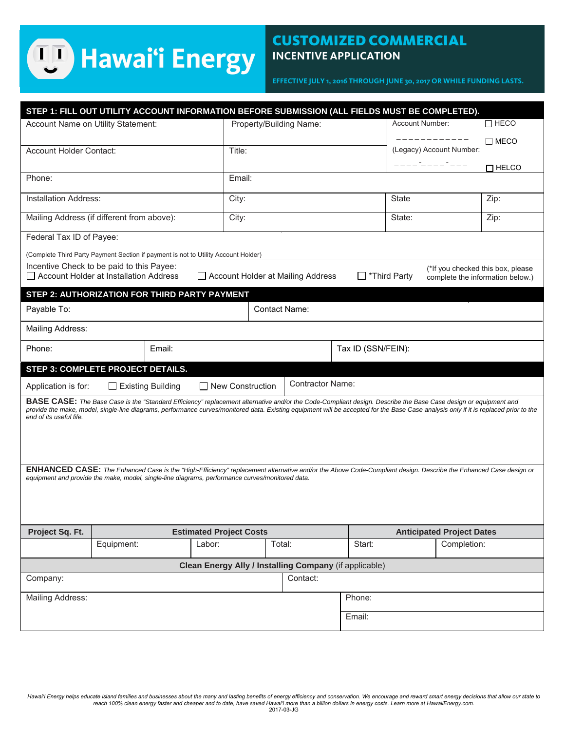# Hawai'i Energy

## CUSTOMIZED COMMERCIAL INCENTIVE APPLICATION

**EFFECTIVE JULY 1, 2016 THROUGH JUNE 30, 2017 OR WHILE FUNDING LASTS.**

### STEP 1: FILL OUT UTILITY ACCOUNT INFORMATION BEFORE SUBMISSION (ALL FIELDS MUST BE COMPLETED).

| Account Name on Utility Statement: | Property/Building Name: | Account Number: ____________ | ☐ HECO |
|---|---|---|---|
| Account Holder Contact: | Title: | (Legacy) Account Number: ____-____-___ | ☐ MECO ☐ HELCO |
| Phone: | Email: | | |
| Installation Address: | City: | State | Zip: |
| Mailing Address (if different from above): | City: | State: | Zip: |

Federal Tax ID of Payee:

(Complete Third Party Payment Section if payment is not to Utility Account Holder)

Incentive Check to be paid to this Payee:
☐ Account Holder at Installation Address ☐ Account Holder at Mailing Address ☐ *Third Party (*If you checked this box, please complete the information below.)

### STEP 2: AUTHORIZATION FOR THIRD PARTY PAYMENT

| Payable To: | | Contact Name: |
|---|---|---|
| Mailing Address: | | |
| Phone: | Email: | Tax ID (SSN/FEIN): |

### STEP 3: COMPLETE PROJECT DETAILS.

Application is for: ☐ Existing Building ☐ New Construction | Contractor Name:

**BASE CASE:** *The Base Case is the "Standard Efficiency" replacement alternative and/or the Code-Compliant design. Describe the Base Case design or equipment and provide the make, model, single-line diagrams, performance curves/monitored data. Existing equipment will be accepted for the Base Case analysis only if it is replaced prior to the end of its useful life.*

**ENHANCED CASE:** *The Enhanced Case is the "High-Efficiency" replacement alternative and/or the Above Code-Compliant design. Describe the Enhanced Case design or equipment and provide the make, model, single-line diagrams, performance curves/monitored data.*

| Project Sq. Ft. | Estimated Project Costs | | | Anticipated Project Dates | |
|---|---|---|---|---|---|
| | Equipment: | Labor: | Total: | Start: | Completion: |

**Clean Energy Ally / Installing Company** (if applicable)

| Company: | Contact: |
|---|---|
| Mailing Address: | Phone: |
| | Email: |

*Hawai'i Energy helps educate island families and businesses about the many and lasting benefits of energy efficiency and conservation. We encourage and reward smart energy decisions that allow our state to reach 100% clean energy faster and cheaper and to date, have saved Hawai'i more than a billion dollars in energy costs. Learn more at HawaiiEnergy.com.*

2017-03-JG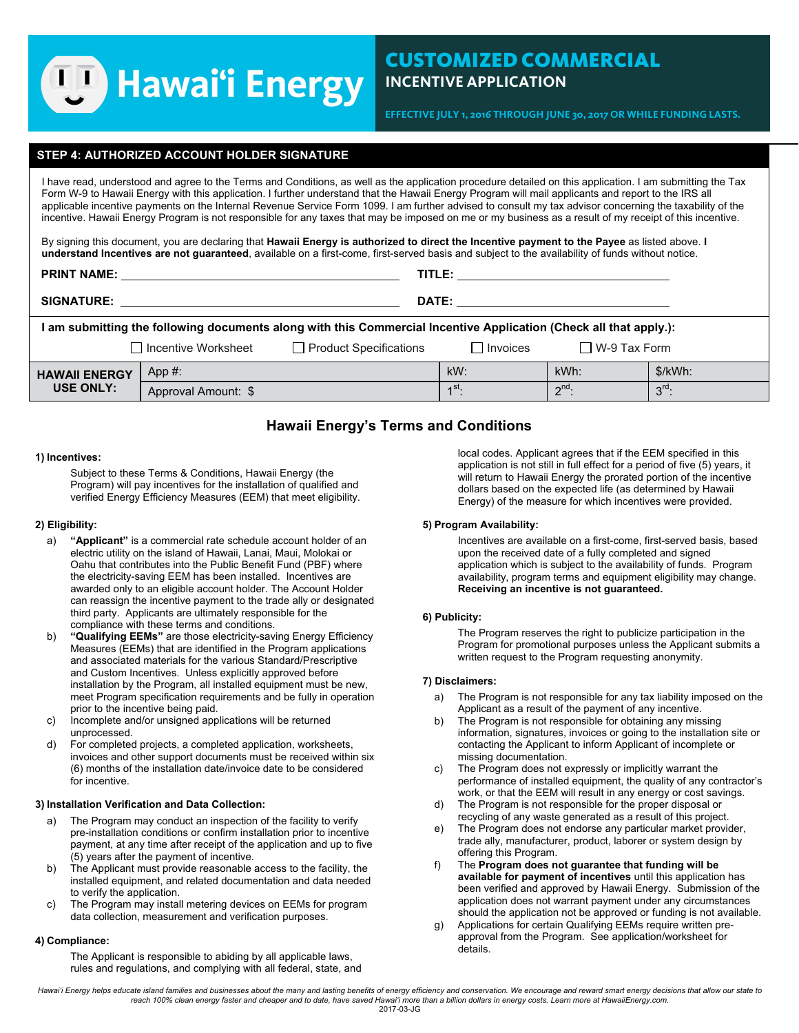# Hawai'i Energy

## CUSTOMIZED COMMERCIAL
### INCENTIVE APPLICATION

EFFECTIVE JULY 1, 2016 THROUGH JUNE 30, 2017 OR WHILE FUNDING LASTS.

## STEP 4: AUTHORIZED ACCOUNT HOLDER SIGNATURE

I have read, understood and agree to the Terms and Conditions, as well as the application procedure detailed on this application. I am submitting the Tax Form W-9 to Hawaii Energy with this application. I further understand that the Hawaii Energy Program will mail applicants and report to the IRS all applicable incentive payments on the Internal Revenue Service Form 1099. I am further advised to consult my tax advisor concerning the taxability of the incentive. Hawaii Energy Program is not responsible for any taxes that may be imposed on me or my business as a result of my receipt of this incentive.

By signing this document, you are declaring that **Hawaii Energy is authorized to direct the Incentive payment to the Payee** as listed above. **I understand Incentives are not guaranteed**, available on a first-come, first-served basis and subject to the availability of funds without notice.

**PRINT NAME:** ______________________ **TITLE:** ______________________

**SIGNATURE:** ______________________ **DATE:** ______________________

**I am submitting the following documents along with this Commercial Incentive Application (Check all that apply.):**

☐ Incentive Worksheet ☐ Product Specifications ☐ Invoices ☐ W-9 Tax Form

| HAWAII ENERGY USE ONLY: | App #: | kW: | kWh: | $/kWh: |
|---|---|---|---|---|
| | Approval Amount: $ | 1st: | 2nd: | 3rd: |

## Hawaii Energy's Terms and Conditions

**1) Incentives:**

Subject to these Terms & Conditions, Hawaii Energy (the Program) will pay incentives for the installation of qualified and verified Energy Efficiency Measures (EEM) that meet eligibility.

**2) Eligibility:**

a) **"Applicant"** is a commercial rate schedule account holder of an electric utility on the island of Hawaii, Lanai, Maui, Molokai or Oahu that contributes into the Public Benefit Fund (PBF) where the electricity-saving EEM has been installed. Incentives are awarded only to an eligible account holder. The Account Holder can reassign the incentive payment to the trade ally or designated third party. Applicants are ultimately responsible for the compliance with these terms and conditions.

b) **"Qualifying EEMs"** are those electricity-saving Energy Efficiency Measures (EEMs) that are identified in the Program applications and associated materials for the various Standard/Prescriptive and Custom Incentives. Unless explicitly approved before installation by the Program, all installed equipment must be new, meet Program specification requirements and be fully in operation prior to the incentive being paid.

c) Incomplete and/or unsigned applications will be returned unprocessed.

d) For completed projects, a completed application, worksheets, invoices and other support documents must be received within six (6) months of the installation date/invoice date to be considered for incentive.

**3) Installation Verification and Data Collection:**

a) The Program may conduct an inspection of the facility to verify pre-installation conditions or confirm installation prior to incentive payment, at any time after receipt of the application and up to five (5) years after the payment of incentive.

b) The Applicant must provide reasonable access to the facility, the installed equipment, and related documentation and data needed to verify the application.

c) The Program may install metering devices on EEMs for program data collection, measurement and verification purposes.

**4) Compliance:**

The Applicant is responsible to abiding by all applicable laws, rules and regulations, and complying with all federal, state, and local codes. Applicant agrees that if the EEM specified in this application is not still in full effect for a period of five (5) years, it will return to Hawaii Energy the prorated portion of the incentive dollars based on the expected life (as determined by Hawaii Energy) of the measure for which incentives were provided.

**5) Program Availability:**

Incentives are available on a first-come, first-served basis, based upon the received date of a fully completed and signed application which is subject to the availability of funds. Program availability, program terms and equipment eligibility may change. **Receiving an incentive is not guaranteed.**

**6) Publicity:**

The Program reserves the right to publicize participation in the Program for promotional purposes unless the Applicant submits a written request to the Program requesting anonymity.

**7) Disclaimers:**

a) The Program is not responsible for any tax liability imposed on the Applicant as a result of the payment of any incentive.

b) The Program is not responsible for obtaining any missing information, signatures, invoices or going to the installation site or contacting the Applicant to inform Applicant of incomplete or missing documentation.

c) The Program does not expressly or implicitly warrant the performance of installed equipment, the quality of any contractor's work, or that the EEM will result in any energy or cost savings.

d) The Program is not responsible for the proper disposal or recycling of any waste generated as a result of this project.

e) The Program does not endorse any particular market provider, trade ally, manufacturer, product, laborer or system design by offering this Program.

f) The **Program does not guarantee that funding will be available for payment of incentives** until this application has been verified and approved by Hawaii Energy. Submission of the application does not warrant payment under any circumstances should the application not be approved or funding is not available.

g) Applications for certain Qualifying EEMs require written pre-approval from the Program. See application/worksheet for details.

*Hawai'i Energy helps educate island families and businesses about the many and lasting benefits of energy efficiency and conservation. We encourage and reward smart energy decisions that allow our state to reach 100% clean energy faster and cheaper and to date, have saved Hawai'i more than a billion dollars in energy costs. Learn more at HawaiiEnergy.com.*

2017-03-JG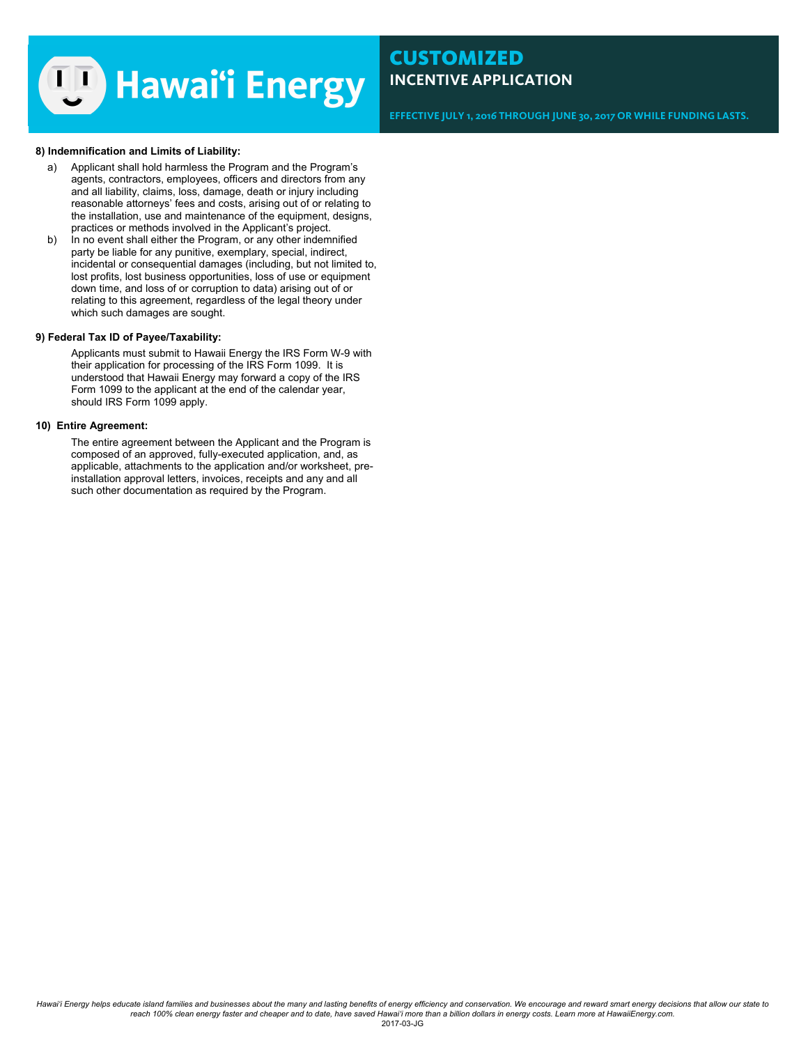**8) Indemnification and Limits of Liability:**

a) Applicant shall hold harmless the Program and the Program's agents, contractors, employees, officers and directors from any and all liability, claims, loss, damage, death or injury including reasonable attorneys' fees and costs, arising out of or relating to the installation, use and maintenance of the equipment, designs, practices or methods involved in the Applicant's project.

b) In no event shall either the Program, or any other indemnified party be liable for any punitive, exemplary, special, indirect, incidental or consequential damages (including, but not limited to, lost profits, lost business opportunities, loss of use or equipment down time, and loss of or corruption to data) arising out of or relating to this agreement, regardless of the legal theory under which such damages are sought.

**9) Federal Tax ID of Payee/Taxability:**

Applicants must submit to Hawaii Energy the IRS Form W-9 with their application for processing of the IRS Form 1099. It is understood that Hawaii Energy may forward a copy of the IRS Form 1099 to the applicant at the end of the calendar year, should IRS Form 1099 apply.

**10) Entire Agreement:**

The entire agreement between the Applicant and the Program is composed of an approved, fully-executed application, and, as applicable, attachments to the application and/or worksheet, pre-installation approval letters, invoices, receipts and any and all such other documentation as required by the Program.